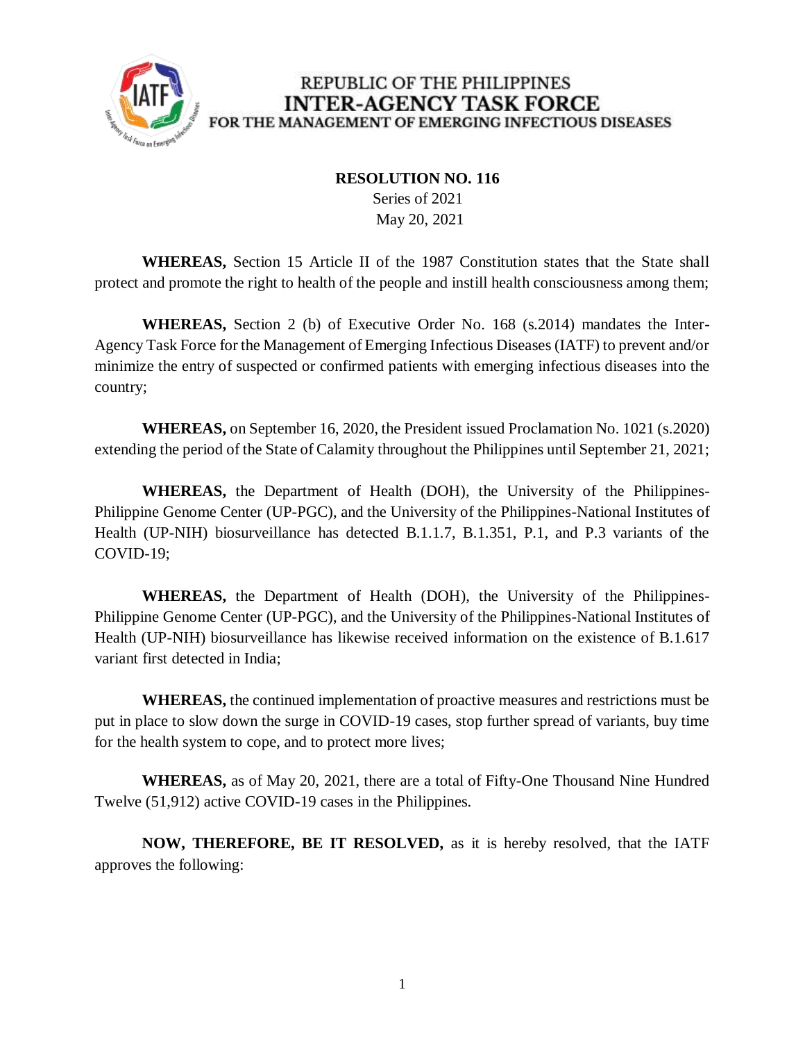REPUBLIC OF THE PHILIPPINES
**INTER-AGENCY TASK FORCE**
FOR THE MANAGEMENT OF EMERGING INFECTIOUS DISEASES

**RESOLUTION NO. 116**
Series of 2021
May 20, 2021

**WHEREAS,** Section 15 Article II of the 1987 Constitution states that the State shall protect and promote the right to health of the people and instill health consciousness among them;

**WHEREAS,** Section 2 (b) of Executive Order No. 168 (s.2014) mandates the Inter-Agency Task Force for the Management of Emerging Infectious Diseases (IATF) to prevent and/or minimize the entry of suspected or confirmed patients with emerging infectious diseases into the country;

**WHEREAS,** on September 16, 2020, the President issued Proclamation No. 1021 (s.2020) extending the period of the State of Calamity throughout the Philippines until September 21, 2021;

**WHEREAS,** the Department of Health (DOH), the University of the Philippines-Philippine Genome Center (UP-PGC), and the University of the Philippines-National Institutes of Health (UP-NIH) biosurveillance has detected B.1.1.7, B.1.351, P.1, and P.3 variants of the COVID-19;

**WHEREAS,** the Department of Health (DOH), the University of the Philippines-Philippine Genome Center (UP-PGC), and the University of the Philippines-National Institutes of Health (UP-NIH) biosurveillance has likewise received information on the existence of B.1.617 variant first detected in India;

**WHEREAS,** the continued implementation of proactive measures and restrictions must be put in place to slow down the surge in COVID-19 cases, stop further spread of variants, buy time for the health system to cope, and to protect more lives;

**WHEREAS,** as of May 20, 2021, there are a total of Fifty-One Thousand Nine Hundred Twelve (51,912) active COVID-19 cases in the Philippines.

**NOW, THEREFORE, BE IT RESOLVED,** as it is hereby resolved, that the IATF approves the following: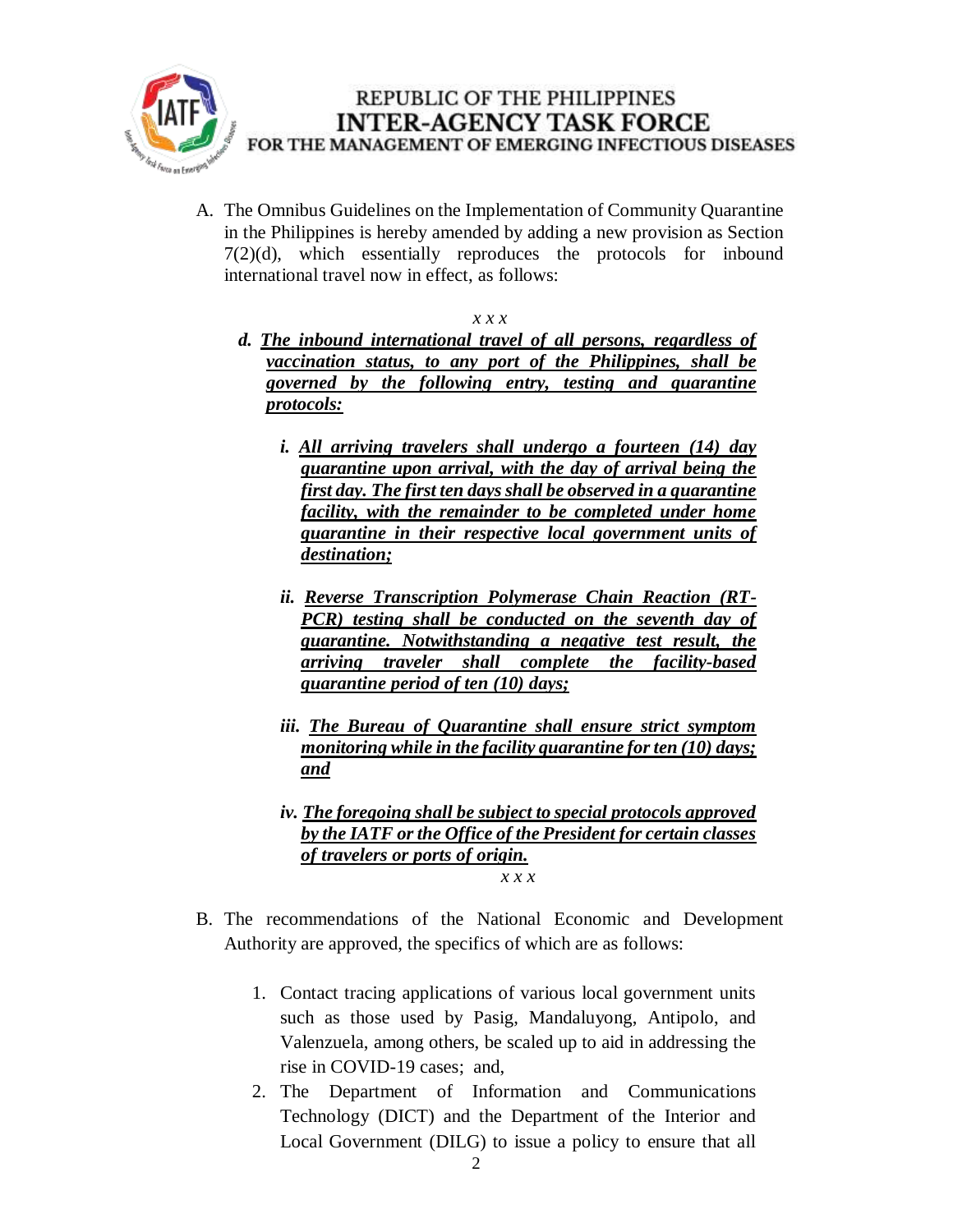A. The Omnibus Guidelines on the Implementation of Community Quarantine in the Philippines is hereby amended by adding a new provision as Section 7(2)(d), which essentially reproduces the protocols for inbound international travel now in effect, as follows:

*x x x*

***d. The inbound international travel of all persons, regardless of vaccination status, to any port of the Philippines, shall be governed by the following entry, testing and quarantine protocols:***

***i. All arriving travelers shall undergo a fourteen (14) day quarantine upon arrival, with the day of arrival being the first day. The first ten days shall be observed in a quarantine facility, with the remainder to be completed under home quarantine in their respective local government units of destination;***

***ii. Reverse Transcription Polymerase Chain Reaction (RT-PCR) testing shall be conducted on the seventh day of quarantine. Notwithstanding a negative test result, the arriving traveler shall complete the facility-based quarantine period of ten (10) days;***

***iii. The Bureau of Quarantine shall ensure strict symptom monitoring while in the facility quarantine for ten (10) days; and***

***iv. The foregoing shall be subject to special protocols approved by the IATF or the Office of the President for certain classes of travelers or ports of origin.***

*x x x*

B. The recommendations of the National Economic and Development Authority are approved, the specifics of which are as follows:

1. Contact tracing applications of various local government units such as those used by Pasig, Mandaluyong, Antipolo, and Valenzuela, among others, be scaled up to aid in addressing the rise in COVID-19 cases; and,
2. The Department of Information and Communications Technology (DICT) and the Department of the Interior and Local Government (DILG) to issue a policy to ensure that all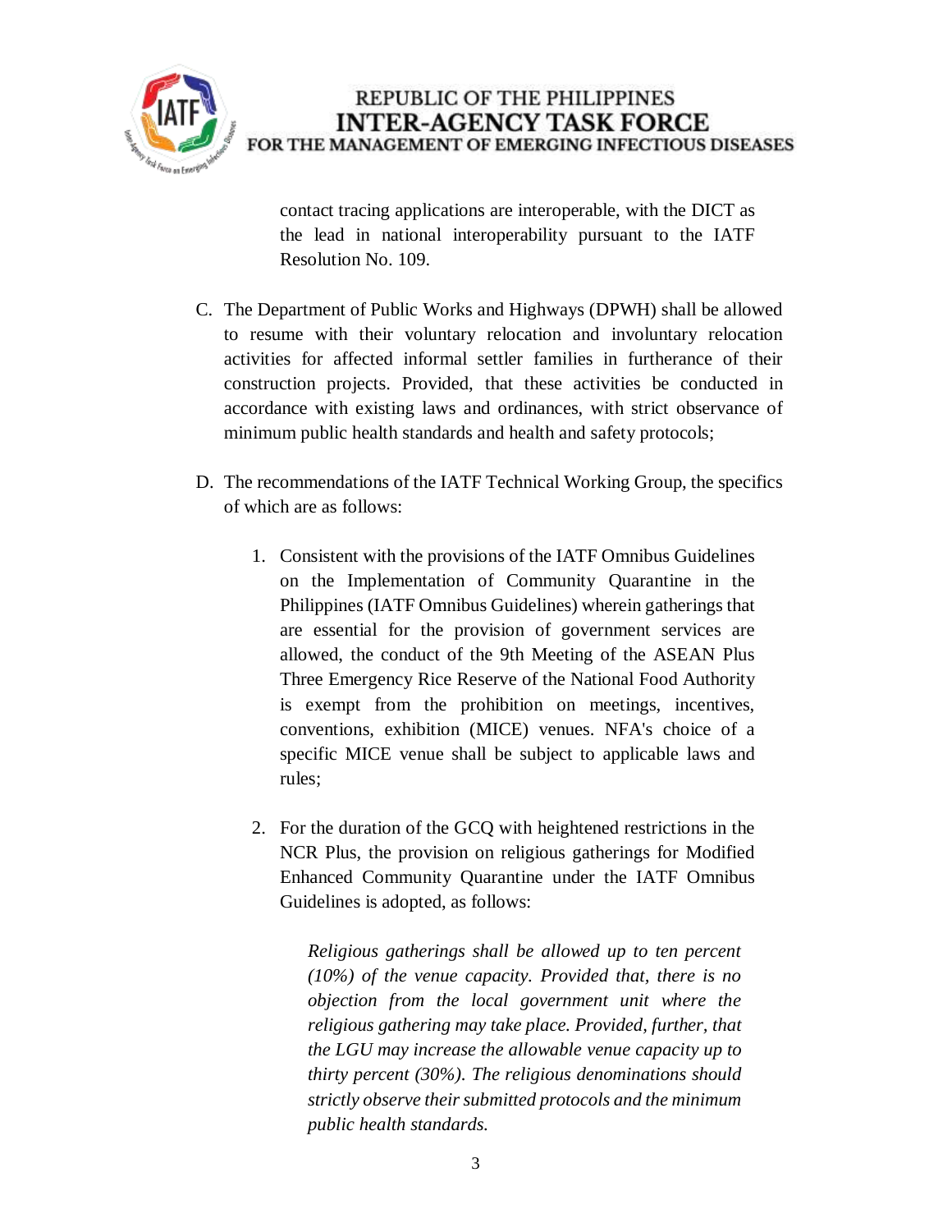contact tracing applications are interoperable, with the DICT as the lead in national interoperability pursuant to the IATF Resolution No. 109.

C. The Department of Public Works and Highways (DPWH) shall be allowed to resume with their voluntary relocation and involuntary relocation activities for affected informal settler families in furtherance of their construction projects. Provided, that these activities be conducted in accordance with existing laws and ordinances, with strict observance of minimum public health standards and health and safety protocols;

D. The recommendations of the IATF Technical Working Group, the specifics of which are as follows:

1. Consistent with the provisions of the IATF Omnibus Guidelines on the Implementation of Community Quarantine in the Philippines (IATF Omnibus Guidelines) wherein gatherings that are essential for the provision of government services are allowed, the conduct of the 9th Meeting of the ASEAN Plus Three Emergency Rice Reserve of the National Food Authority is exempt from the prohibition on meetings, incentives, conventions, exhibition (MICE) venues. NFA's choice of a specific MICE venue shall be subject to applicable laws and rules;

2. For the duration of the GCQ with heightened restrictions in the NCR Plus, the provision on religious gatherings for Modified Enhanced Community Quarantine under the IATF Omnibus Guidelines is adopted, as follows:

   *Religious gatherings shall be allowed up to ten percent (10%) of the venue capacity. Provided that, there is no objection from the local government unit where the religious gathering may take place. Provided, further, that the LGU may increase the allowable venue capacity up to thirty percent (30%). The religious denominations should strictly observe their submitted protocols and the minimum public health standards.*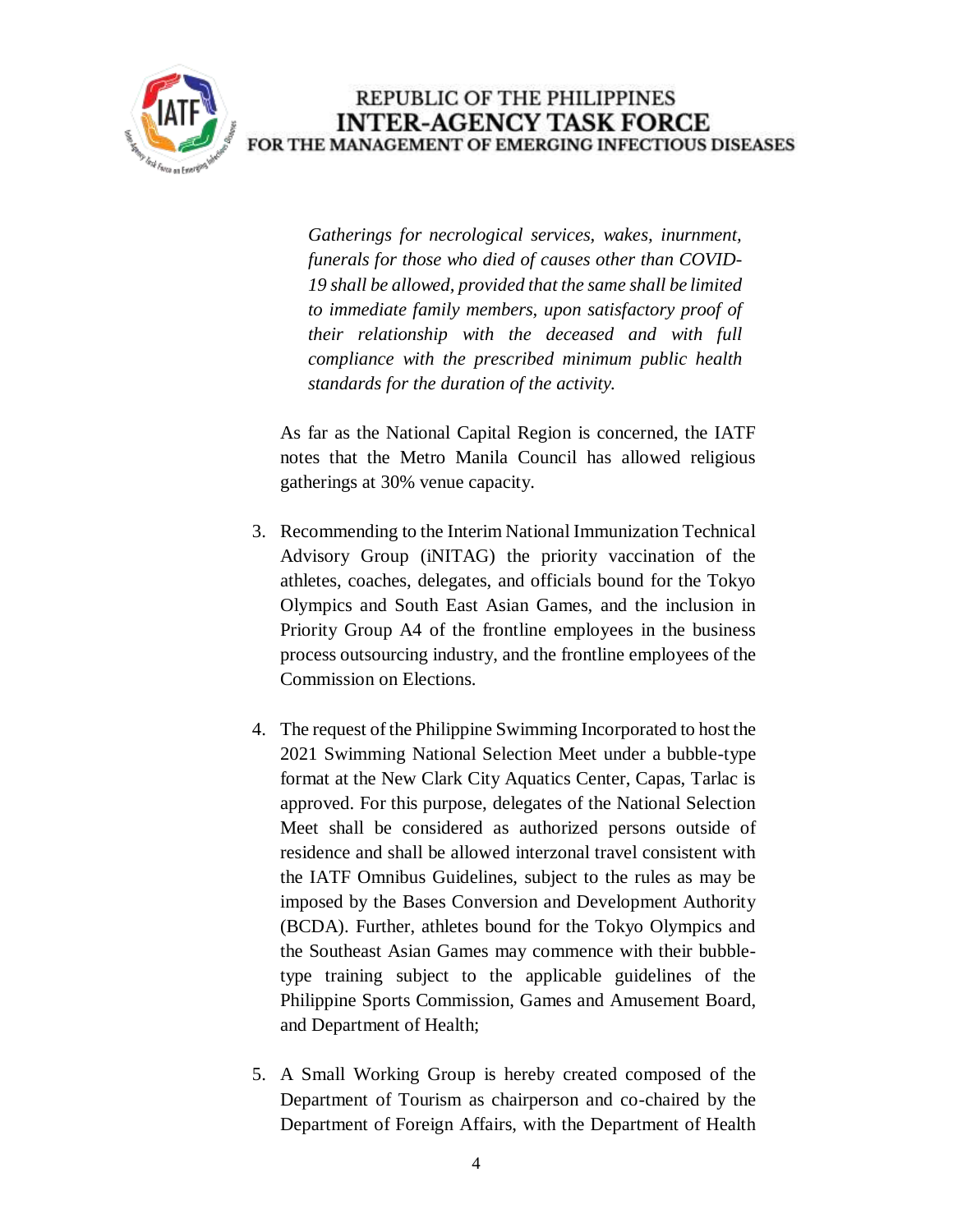*Gatherings for necrological services, wakes, inurnment, funerals for those who died of causes other than COVID-19 shall be allowed, provided that the same shall be limited to immediate family members, upon satisfactory proof of their relationship with the deceased and with full compliance with the prescribed minimum public health standards for the duration of the activity.*

As far as the National Capital Region is concerned, the IATF notes that the Metro Manila Council has allowed religious gatherings at 30% venue capacity.

3. Recommending to the Interim National Immunization Technical Advisory Group (iNITAG) the priority vaccination of the athletes, coaches, delegates, and officials bound for the Tokyo Olympics and South East Asian Games, and the inclusion in Priority Group A4 of the frontline employees in the business process outsourcing industry, and the frontline employees of the Commission on Elections.

4. The request of the Philippine Swimming Incorporated to host the 2021 Swimming National Selection Meet under a bubble-type format at the New Clark City Aquatics Center, Capas, Tarlac is approved. For this purpose, delegates of the National Selection Meet shall be considered as authorized persons outside of residence and shall be allowed interzonal travel consistent with the IATF Omnibus Guidelines, subject to the rules as may be imposed by the Bases Conversion and Development Authority (BCDA). Further, athletes bound for the Tokyo Olympics and the Southeast Asian Games may commence with their bubble-type training subject to the applicable guidelines of the Philippine Sports Commission, Games and Amusement Board, and Department of Health;

5. A Small Working Group is hereby created composed of the Department of Tourism as chairperson and co-chaired by the Department of Foreign Affairs, with the Department of Health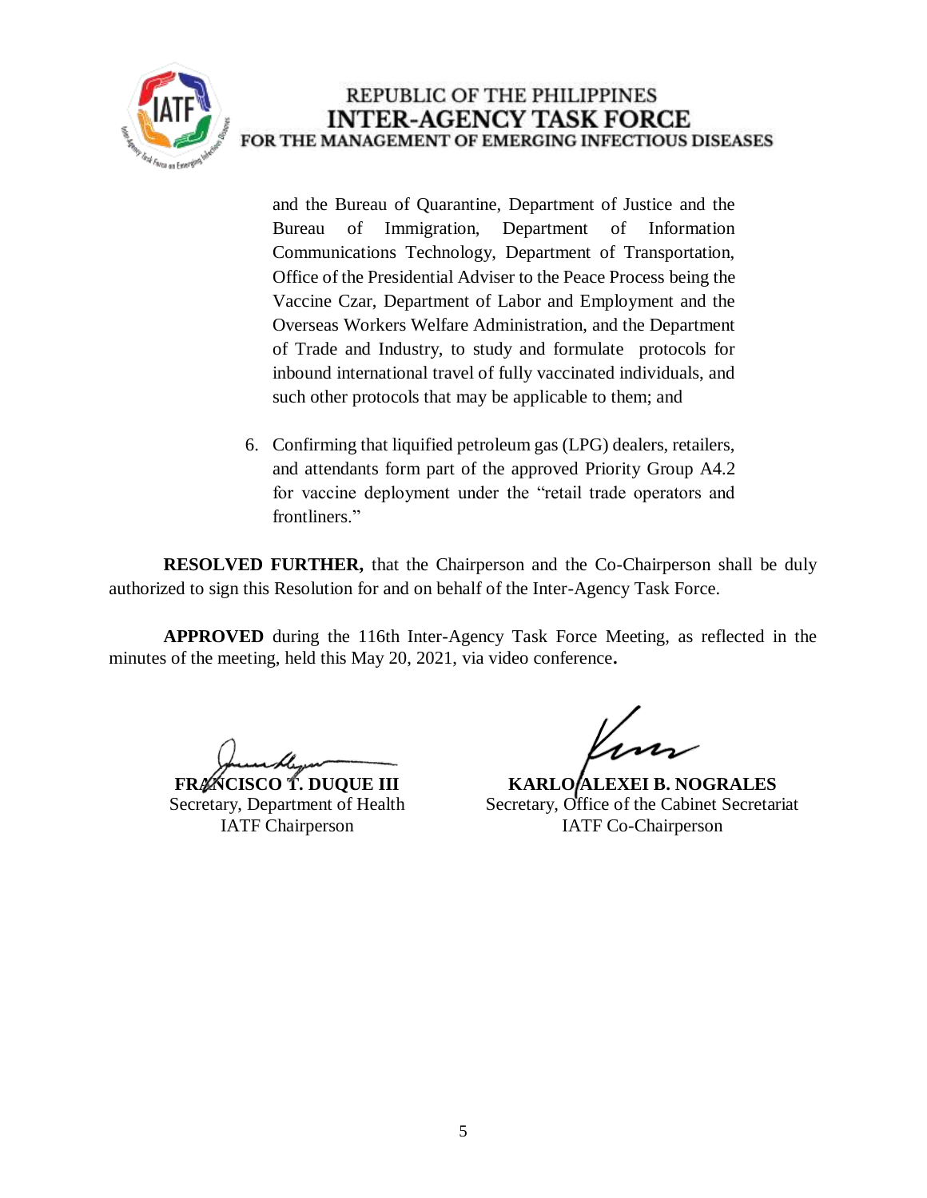and the Bureau of Quarantine, Department of Justice and the Bureau of Immigration, Department of Information Communications Technology, Department of Transportation, Office of the Presidential Adviser to the Peace Process being the Vaccine Czar, Department of Labor and Employment and the Overseas Workers Welfare Administration, and the Department of Trade and Industry, to study and formulate protocols for inbound international travel of fully vaccinated individuals, and such other protocols that may be applicable to them; and

6. Confirming that liquified petroleum gas (LPG) dealers, retailers, and attendants form part of the approved Priority Group A4.2 for vaccine deployment under the "retail trade operators and frontliners."

**RESOLVED FURTHER,** that the Chairperson and the Co-Chairperson shall be duly authorized to sign this Resolution for and on behalf of the Inter-Agency Task Force.

**APPROVED** during the 116th Inter-Agency Task Force Meeting, as reflected in the minutes of the meeting, held this May 20, 2021, via video conference**.**

**FRANCISCO T. DUQUE III**
Secretary, Department of Health
IATF Chairperson

**KARLO ALEXEI B. NOGRALES**
Secretary, Office of the Cabinet Secretariat
IATF Co-Chairperson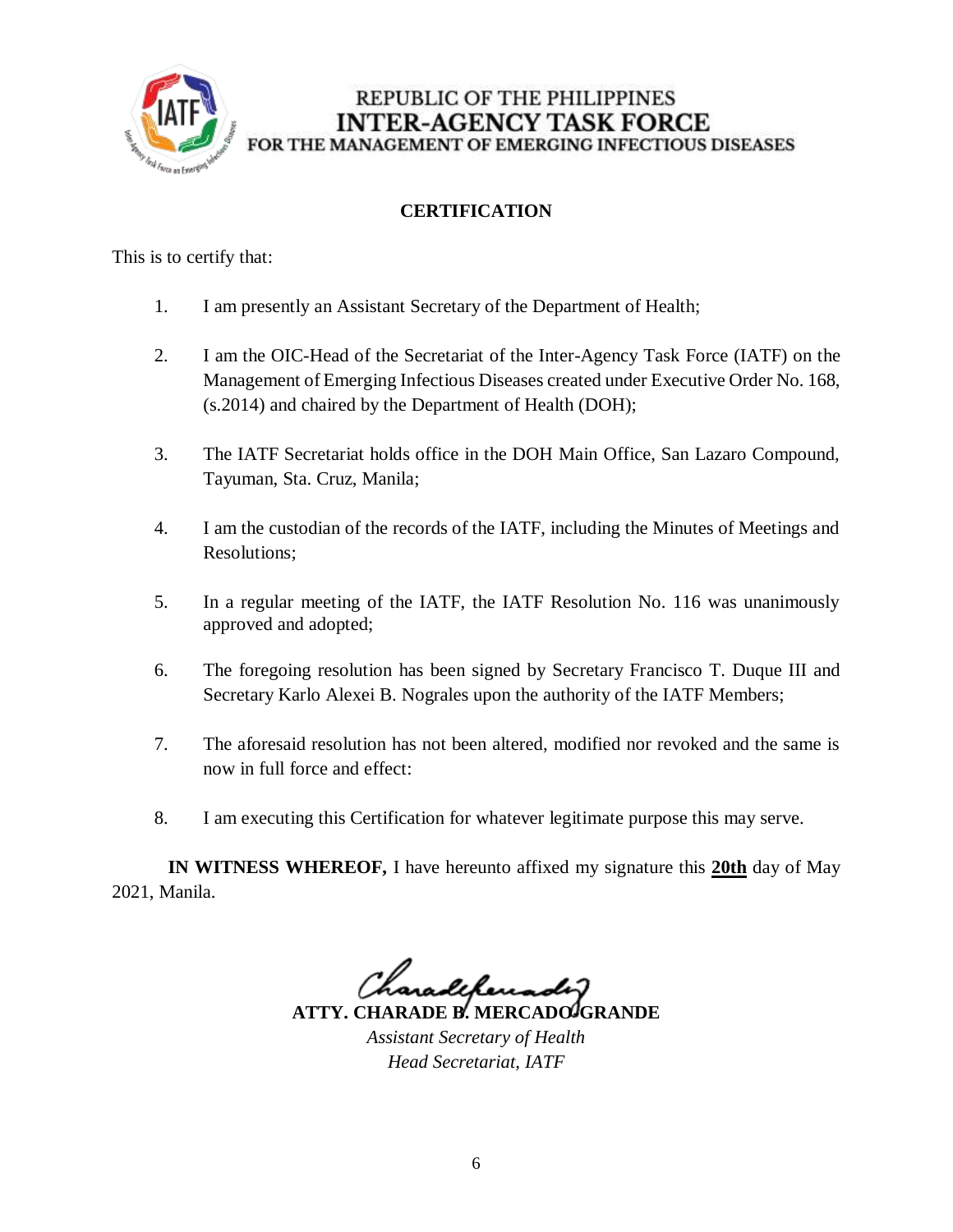REPUBLIC OF THE PHILIPPINES
**INTER-AGENCY TASK FORCE**
FOR THE MANAGEMENT OF EMERGING INFECTIOUS DISEASES

## CERTIFICATION

This is to certify that:

1. I am presently an Assistant Secretary of the Department of Health;

2. I am the OIC-Head of the Secretariat of the Inter-Agency Task Force (IATF) on the Management of Emerging Infectious Diseases created under Executive Order No. 168, (s.2014) and chaired by the Department of Health (DOH);

3. The IATF Secretariat holds office in the DOH Main Office, San Lazaro Compound, Tayuman, Sta. Cruz, Manila;

4. I am the custodian of the records of the IATF, including the Minutes of Meetings and Resolutions;

5. In a regular meeting of the IATF, the IATF Resolution No. 116 was unanimously approved and adopted;

6. The foregoing resolution has been signed by Secretary Francisco T. Duque III and Secretary Karlo Alexei B. Nograles upon the authority of the IATF Members;

7. The aforesaid resolution has not been altered, modified nor revoked and the same is now in full force and effect:

8. I am executing this Certification for whatever legitimate purpose this may serve.

**IN WITNESS WHEREOF,** I have hereunto affixed my signature this **20th** day of May 2021, Manila.

**ATTY. CHARADE B. MERCADO-GRANDE**
*Assistant Secretary of Health*
*Head Secretariat, IATF*